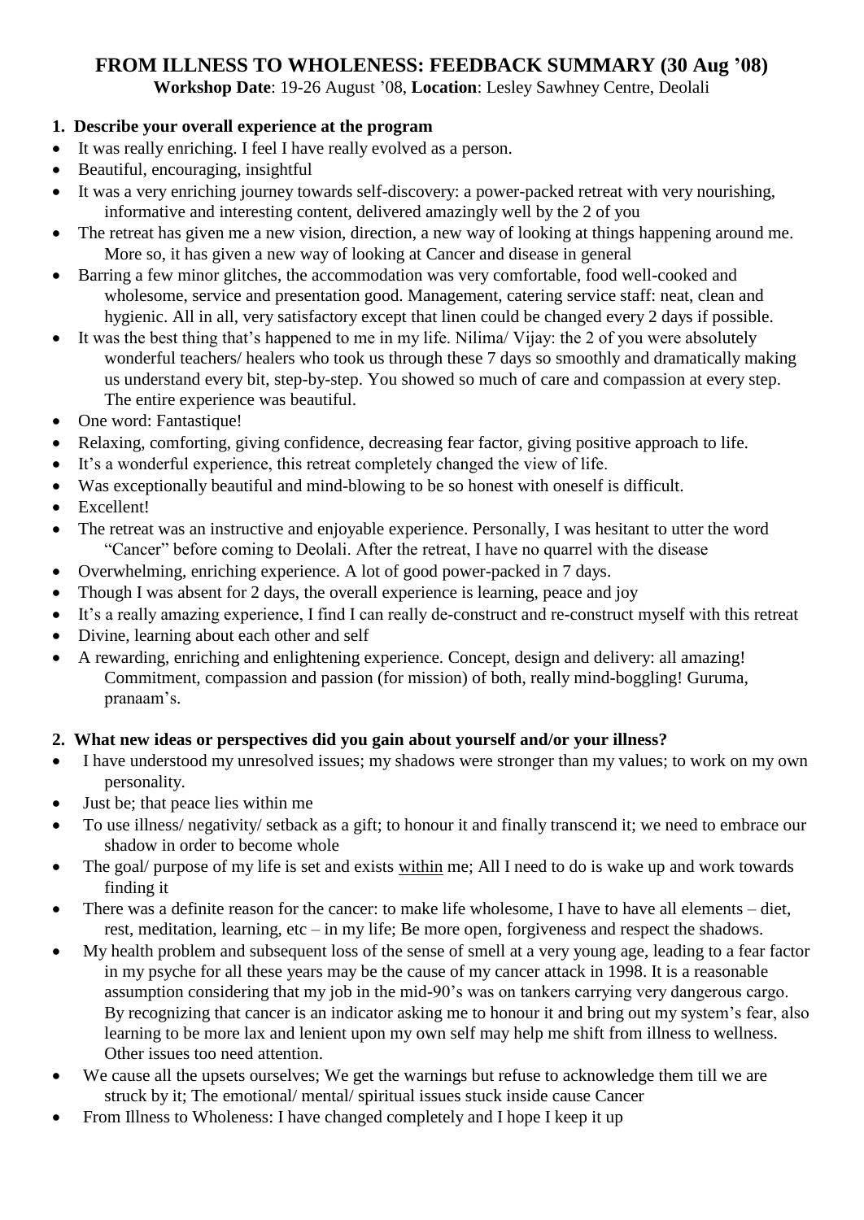# FROM ILLNESS TO WHOLENESS: FEEDBACK SUMMARY (30 Aug '08)

**Workshop Date**: 19-26 August '08, **Location**: Lesley Sawhney Centre, Deolali

## 1. Describe your overall experience at the program

- It was really enriching. I feel I have really evolved as a person.
- Beautiful, encouraging, insightful
- It was a very enriching journey towards self-discovery: a power-packed retreat with very nourishing, informative and interesting content, delivered amazingly well by the 2 of you
- The retreat has given me a new vision, direction, a new way of looking at things happening around me. More so, it has given a new way of looking at Cancer and disease in general
- Barring a few minor glitches, the accommodation was very comfortable, food well-cooked and wholesome, service and presentation good. Management, catering service staff: neat, clean and hygienic. All in all, very satisfactory except that linen could be changed every 2 days if possible.
- It was the best thing that's happened to me in my life. Nilima/ Vijay: the 2 of you were absolutely wonderful teachers/ healers who took us through these 7 days so smoothly and dramatically making us understand every bit, step-by-step. You showed so much of care and compassion at every step. The entire experience was beautiful.
- One word: Fantastique!
- Relaxing, comforting, giving confidence, decreasing fear factor, giving positive approach to life.
- It's a wonderful experience, this retreat completely changed the view of life.
- Was exceptionally beautiful and mind-blowing to be so honest with oneself is difficult.
- Excellent!
- The retreat was an instructive and enjoyable experience. Personally, I was hesitant to utter the word "Cancer" before coming to Deolali. After the retreat, I have no quarrel with the disease
- Overwhelming, enriching experience. A lot of good power-packed in 7 days.
- Though I was absent for 2 days, the overall experience is learning, peace and joy
- It's a really amazing experience, I find I can really de-construct and re-construct myself with this retreat
- Divine, learning about each other and self
- A rewarding, enriching and enlightening experience. Concept, design and delivery: all amazing! Commitment, compassion and passion (for mission) of both, really mind-boggling! Guruma, pranaam's.

## 2. What new ideas or perspectives did you gain about yourself and/or your illness?

- I have understood my unresolved issues; my shadows were stronger than my values; to work on my own personality.
- Just be; that peace lies within me
- To use illness/ negativity/ setback as a gift; to honour it and finally transcend it; we need to embrace our shadow in order to become whole
- The goal/ purpose of my life is set and exists <u>within</u> me; All I need to do is wake up and work towards finding it
- There was a definite reason for the cancer: to make life wholesome, I have to have all elements – diet, rest, meditation, learning, etc – in my life; Be more open, forgiveness and respect the shadows.
- My health problem and subsequent loss of the sense of smell at a very young age, leading to a fear factor in my psyche for all these years may be the cause of my cancer attack in 1998. It is a reasonable assumption considering that my job in the mid-90's was on tankers carrying very dangerous cargo. By recognizing that cancer is an indicator asking me to honour it and bring out my system's fear, also learning to be more lax and lenient upon my own self may help me shift from illness to wellness. Other issues too need attention.
- We cause all the upsets ourselves; We get the warnings but refuse to acknowledge them till we are struck by it; The emotional/ mental/ spiritual issues stuck inside cause Cancer
- From Illness to Wholeness: I have changed completely and I hope I keep it up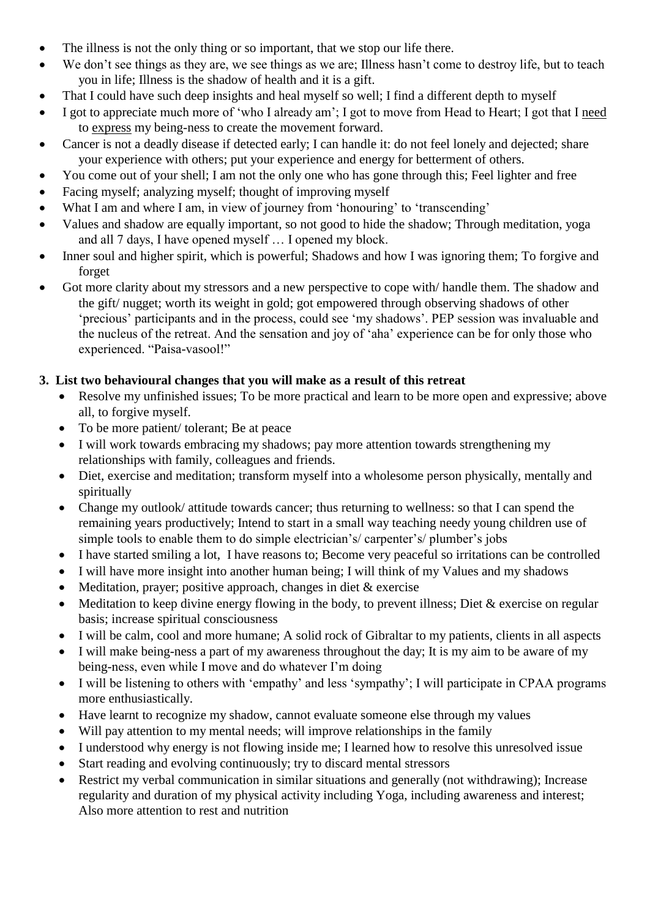- The illness is not the only thing or so important, that we stop our life there.
- We don't see things as they are, we see things as we are; Illness hasn't come to destroy life, but to teach you in life; Illness is the shadow of health and it is a gift.
- That I could have such deep insights and heal myself so well; I find a different depth to myself
- I got to appreciate much more of 'who I already am'; I got to move from Head to Heart; I got that I <u>need</u> to <u>express</u> my being-ness to create the movement forward.
- Cancer is not a deadly disease if detected early; I can handle it: do not feel lonely and dejected; share your experience with others; put your experience and energy for betterment of others.
- You come out of your shell; I am not the only one who has gone through this; Feel lighter and free
- Facing myself; analyzing myself; thought of improving myself
- What I am and where I am, in view of journey from 'honouring' to 'transcending'
- Values and shadow are equally important, so not good to hide the shadow; Through meditation, yoga and all 7 days, I have opened myself … I opened my block.
- Inner soul and higher spirit, which is powerful; Shadows and how I was ignoring them; To forgive and forget
- Got more clarity about my stressors and a new perspective to cope with/ handle them. The shadow and the gift/ nugget; worth its weight in gold; got empowered through observing shadows of other 'precious' participants and in the process, could see 'my shadows'. PEP session was invaluable and the nucleus of the retreat. And the sensation and joy of 'aha' experience can be for only those who experienced. "Paisa-vasool!"

**3. List two behavioural changes that you will make as a result of this retreat**

- Resolve my unfinished issues; To be more practical and learn to be more open and expressive; above all, to forgive myself.
- To be more patient/ tolerant; Be at peace
- I will work towards embracing my shadows; pay more attention towards strengthening my relationships with family, colleagues and friends.
- Diet, exercise and meditation; transform myself into a wholesome person physically, mentally and spiritually
- Change my outlook/ attitude towards cancer; thus returning to wellness: so that I can spend the remaining years productively; Intend to start in a small way teaching needy young children use of simple tools to enable them to do simple electrician's/ carpenter's/ plumber's jobs
- I have started smiling a lot, I have reasons to; Become very peaceful so irritations can be controlled
- I will have more insight into another human being; I will think of my Values and my shadows
- Meditation, prayer; positive approach, changes in diet & exercise
- Meditation to keep divine energy flowing in the body, to prevent illness; Diet & exercise on regular basis; increase spiritual consciousness
- I will be calm, cool and more humane; A solid rock of Gibraltar to my patients, clients in all aspects
- I will make being-ness a part of my awareness throughout the day; It is my aim to be aware of my being-ness, even while I move and do whatever I'm doing
- I will be listening to others with 'empathy' and less 'sympathy'; I will participate in CPAA programs more enthusiastically.
- Have learnt to recognize my shadow, cannot evaluate someone else through my values
- Will pay attention to my mental needs; will improve relationships in the family
- I understood why energy is not flowing inside me; I learned how to resolve this unresolved issue
- Start reading and evolving continuously; try to discard mental stressors
- Restrict my verbal communication in similar situations and generally (not withdrawing); Increase regularity and duration of my physical activity including Yoga, including awareness and interest; Also more attention to rest and nutrition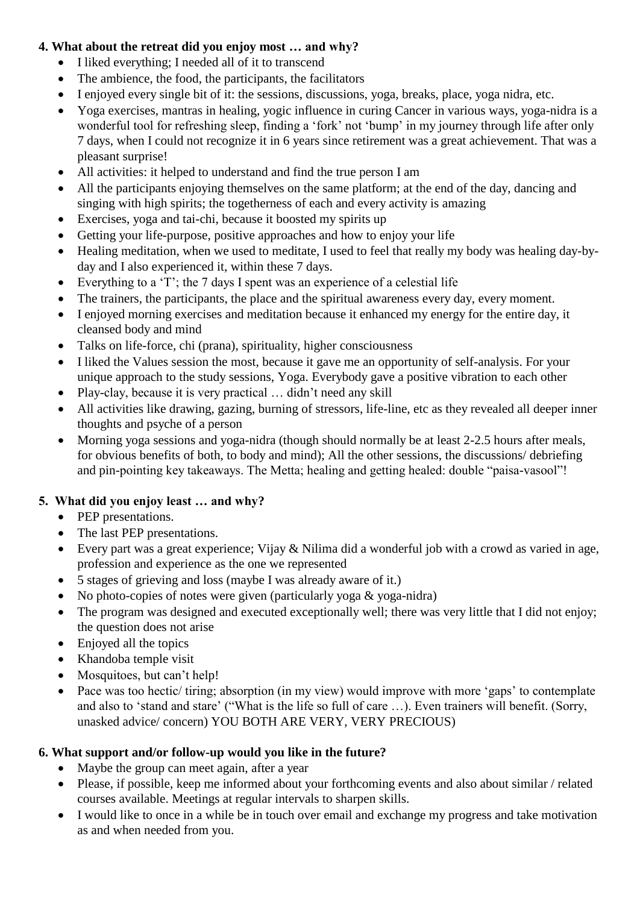**4. What about the retreat did you enjoy most … and why?**

- I liked everything; I needed all of it to transcend
- The ambience, the food, the participants, the facilitators
- I enjoyed every single bit of it: the sessions, discussions, yoga, breaks, place, yoga nidra, etc.
- Yoga exercises, mantras in healing, yogic influence in curing Cancer in various ways, yoga-nidra is a wonderful tool for refreshing sleep, finding a 'fork' not 'bump' in my journey through life after only 7 days, when I could not recognize it in 6 years since retirement was a great achievement. That was a pleasant surprise!
- All activities: it helped to understand and find the true person I am
- All the participants enjoying themselves on the same platform; at the end of the day, dancing and singing with high spirits; the togetherness of each and every activity is amazing
- Exercises, yoga and tai-chi, because it boosted my spirits up
- Getting your life-purpose, positive approaches and how to enjoy your life
- Healing meditation, when we used to meditate, I used to feel that really my body was healing day-by-day and I also experienced it, within these 7 days.
- Everything to a 'T'; the 7 days I spent was an experience of a celestial life
- The trainers, the participants, the place and the spiritual awareness every day, every moment.
- I enjoyed morning exercises and meditation because it enhanced my energy for the entire day, it cleansed body and mind
- Talks on life-force, chi (prana), spirituality, higher consciousness
- I liked the Values session the most, because it gave me an opportunity of self-analysis. For your unique approach to the study sessions, Yoga. Everybody gave a positive vibration to each other
- Play-clay, because it is very practical … didn't need any skill
- All activities like drawing, gazing, burning of stressors, life-line, etc as they revealed all deeper inner thoughts and psyche of a person
- Morning yoga sessions and yoga-nidra (though should normally be at least 2-2.5 hours after meals, for obvious benefits of both, to body and mind); All the other sessions, the discussions/ debriefing and pin-pointing key takeaways. The Metta; healing and getting healed: double "paisa-vasool"!

**5. What did you enjoy least … and why?**

- PEP presentations.
- The last PEP presentations.
- Every part was a great experience; Vijay & Nilima did a wonderful job with a crowd as varied in age, profession and experience as the one we represented
- 5 stages of grieving and loss (maybe I was already aware of it.)
- No photo-copies of notes were given (particularly yoga & yoga-nidra)
- The program was designed and executed exceptionally well; there was very little that I did not enjoy; the question does not arise
- Enjoyed all the topics
- Khandoba temple visit
- Mosquitoes, but can't help!
- Pace was too hectic/ tiring; absorption (in my view) would improve with more 'gaps' to contemplate and also to 'stand and stare' ("What is the life so full of care …). Even trainers will benefit. (Sorry, unasked advice/ concern) YOU BOTH ARE VERY, VERY PRECIOUS)

**6. What support and/or follow-up would you like in the future?**

- Maybe the group can meet again, after a year
- Please, if possible, keep me informed about your forthcoming events and also about similar / related courses available. Meetings at regular intervals to sharpen skills.
- I would like to once in a while be in touch over email and exchange my progress and take motivation as and when needed from you.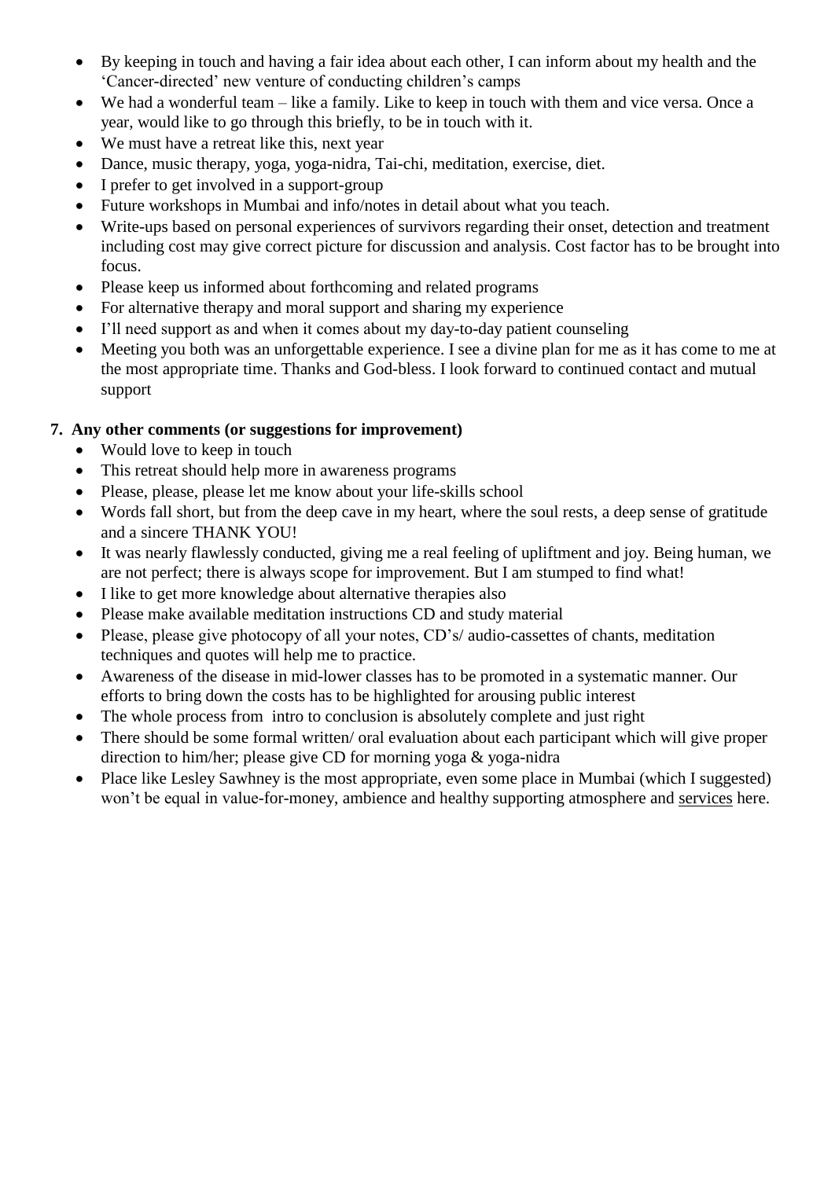- By keeping in touch and having a fair idea about each other, I can inform about my health and the 'Cancer-directed' new venture of conducting children's camps
- We had a wonderful team – like a family. Like to keep in touch with them and vice versa. Once a year, would like to go through this briefly, to be in touch with it.
- We must have a retreat like this, next year
- Dance, music therapy, yoga, yoga-nidra, Tai-chi, meditation, exercise, diet.
- I prefer to get involved in a support-group
- Future workshops in Mumbai and info/notes in detail about what you teach.
- Write-ups based on personal experiences of survivors regarding their onset, detection and treatment including cost may give correct picture for discussion and analysis. Cost factor has to be brought into focus.
- Please keep us informed about forthcoming and related programs
- For alternative therapy and moral support and sharing my experience
- I'll need support as and when it comes about my day-to-day patient counseling
- Meeting you both was an unforgettable experience. I see a divine plan for me as it has come to me at the most appropriate time. Thanks and God-bless. I look forward to continued contact and mutual support

**7. Any other comments (or suggestions for improvement)**

- Would love to keep in touch
- This retreat should help more in awareness programs
- Please, please, please let me know about your life-skills school
- Words fall short, but from the deep cave in my heart, where the soul rests, a deep sense of gratitude and a sincere THANK YOU!
- It was nearly flawlessly conducted, giving me a real feeling of upliftment and joy. Being human, we are not perfect; there is always scope for improvement. But I am stumped to find what!
- I like to get more knowledge about alternative therapies also
- Please make available meditation instructions CD and study material
- Please, please give photocopy of all your notes, CD's/ audio-cassettes of chants, meditation techniques and quotes will help me to practice.
- Awareness of the disease in mid-lower classes has to be promoted in a systematic manner. Our efforts to bring down the costs has to be highlighted for arousing public interest
- The whole process from intro to conclusion is absolutely complete and just right
- There should be some formal written/ oral evaluation about each participant which will give proper direction to him/her; please give CD for morning yoga & yoga-nidra
- Place like Lesley Sawhney is the most appropriate, even some place in Mumbai (which I suggested) won't be equal in value-for-money, ambience and healthy supporting atmosphere and <u>services</u> here.